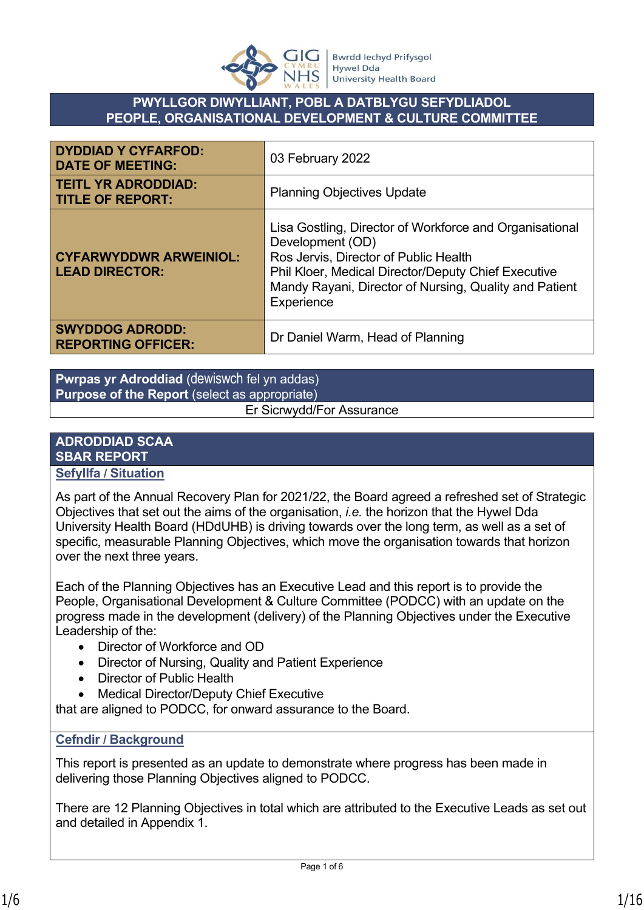Bwrdd Iechyd Prifysgol Hywel Dda University Health Board

# PWYLLGOR DIWYLLIANT, POBL A DATBLYGU SEFYDLIADOL
# PEOPLE, ORGANISATIONAL DEVELOPMENT & CULTURE COMMITTEE

| | |
|---|---|
| **DYDDIAD Y CYFARFOD: DATE OF MEETING:** | 03 February 2022 |
| **TEITL YR ADRODDIAD: TITLE OF REPORT:** | Planning Objectives Update |
| **CYFARWYDDWR ARWEINIOL: LEAD DIRECTOR:** | Lisa Gostling, Director of Workforce and Organisational Development (OD)<br>Ros Jervis, Director of Public Health<br>Phil Kloer, Medical Director/Deputy Chief Executive<br>Mandy Rayani, Director of Nursing, Quality and Patient Experience |
| **SWYDDOG ADRODD: REPORTING OFFICER:** | Dr Daniel Warm, Head of Planning |

| **Pwrpas yr Adroddiad** (dewiswch fel yn addas)<br>**Purpose of the Report** (select as appropriate) |
|---|
| Er Sicrwydd/For Assurance |

## ADRODDIAD SCAA
## SBAR REPORT

### Sefyllfa / Situation

As part of the Annual Recovery Plan for 2021/22, the Board agreed a refreshed set of Strategic Objectives that set out the aims of the organisation, *i.e.* the horizon that the Hywel Dda University Health Board (HDdUHB) is driving towards over the long term, as well as a set of specific, measurable Planning Objectives, which move the organisation towards that horizon over the next three years.

Each of the Planning Objectives has an Executive Lead and this report is to provide the People, Organisational Development & Culture Committee (PODCC) with an update on the progress made in the development (delivery) of the Planning Objectives under the Executive Leadership of the:

- Director of Workforce and OD
- Director of Nursing, Quality and Patient Experience
- Director of Public Health
- Medical Director/Deputy Chief Executive

that are aligned to PODCC, for onward assurance to the Board.

### Cefndir / Background

This report is presented as an update to demonstrate where progress has been made in delivering those Planning Objectives aligned to PODCC.

There are 12 Planning Objectives in total which are attributed to the Executive Leads as set out and detailed in Appendix 1.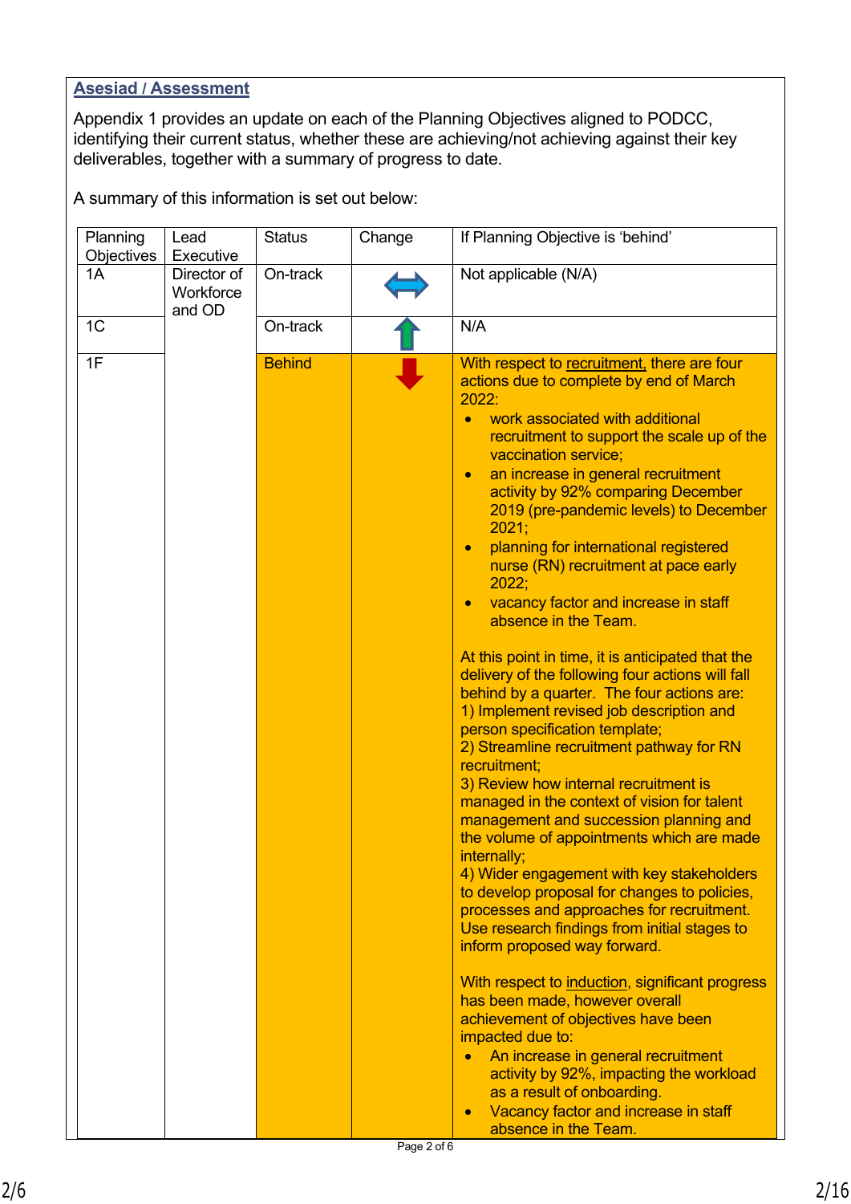## Asesiad / Assessment

Appendix 1 provides an update on each of the Planning Objectives aligned to PODCC, identifying their current status, whether these are achieving/not achieving against their key deliverables, together with a summary of progress to date.

A summary of this information is set out below:

| Planning Objectives | Lead Executive | Status | Change | If Planning Objective is 'behind' |
|---|---|---|---|---|
| 1A | Director of Workforce and OD | On-track | ↔ | Not applicable (N/A) |
| 1C | | On-track | ↑ | N/A |
| 1F | | Behind | ↓ | With respect to recruitment, there are four actions due to complete by end of March 2022:<br>• work associated with additional recruitment to support the scale up of the vaccination service;<br>• an increase in general recruitment activity by 92% comparing December 2019 (pre-pandemic levels) to December 2021;<br>• planning for international registered nurse (RN) recruitment at pace early 2022;<br>• vacancy factor and increase in staff absence in the Team.<br><br>At this point in time, it is anticipated that the delivery of the following four actions will fall behind by a quarter. The four actions are:<br>1) Implement revised job description and person specification template;<br>2) Streamline recruitment pathway for RN recruitment;<br>3) Review how internal recruitment is managed in the context of vision for talent management and succession planning and the volume of appointments which are made internally;<br>4) Wider engagement with key stakeholders to develop proposal for changes to policies, processes and approaches for recruitment. Use research findings from initial stages to inform proposed way forward.<br><br>With respect to induction, significant progress has been made, however overall achievement of objectives have been impacted due to:<br>• An increase in general recruitment activity by 92%, impacting the workload as a result of onboarding.<br>• Vacancy factor and increase in staff absence in the Team. |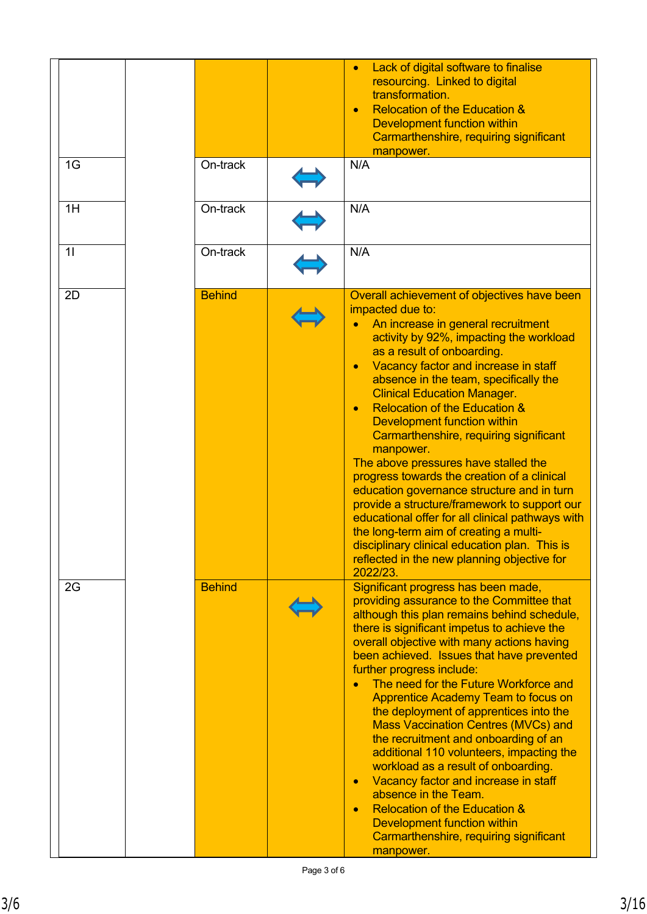| | | | | |
|---|---|---|---|---|
| | | | | • Lack of digital software to finalise resourcing. Linked to digital transformation.<br>• Relocation of the Education & Development function within Carmarthenshire, requiring significant manpower. |
| 1G | | On-track | ⟺ | N/A |
| 1H | | On-track | ⟺ | N/A |
| 1I | | On-track | ⟺ | N/A |
| 2D | | Behind | ⟺ | Overall achievement of objectives have been impacted due to:<br>• An increase in general recruitment activity by 92%, impacting the workload as a result of onboarding.<br>• Vacancy factor and increase in staff absence in the team, specifically the Clinical Education Manager.<br>• Relocation of the Education & Development function within Carmarthenshire, requiring significant manpower.<br>The above pressures have stalled the progress towards the creation of a clinical education governance structure and in turn provide a structure/framework to support our educational offer for all clinical pathways with the long-term aim of creating a multi-disciplinary clinical education plan. This is reflected in the new planning objective for 2022/23. |
| 2G | | Behind | ⟺ | Significant progress has been made, providing assurance to the Committee that although this plan remains behind schedule, there is significant impetus to achieve the overall objective with many actions having been achieved. Issues that have prevented further progress include:<br>• The need for the Future Workforce and Apprentice Academy Team to focus on the deployment of apprentices into the Mass Vaccination Centres (MVCs) and the recruitment and onboarding of an additional 110 volunteers, impacting the workload as a result of onboarding.<br>• Vacancy factor and increase in staff absence in the Team.<br>• Relocation of the Education & Development function within Carmarthenshire, requiring significant manpower. |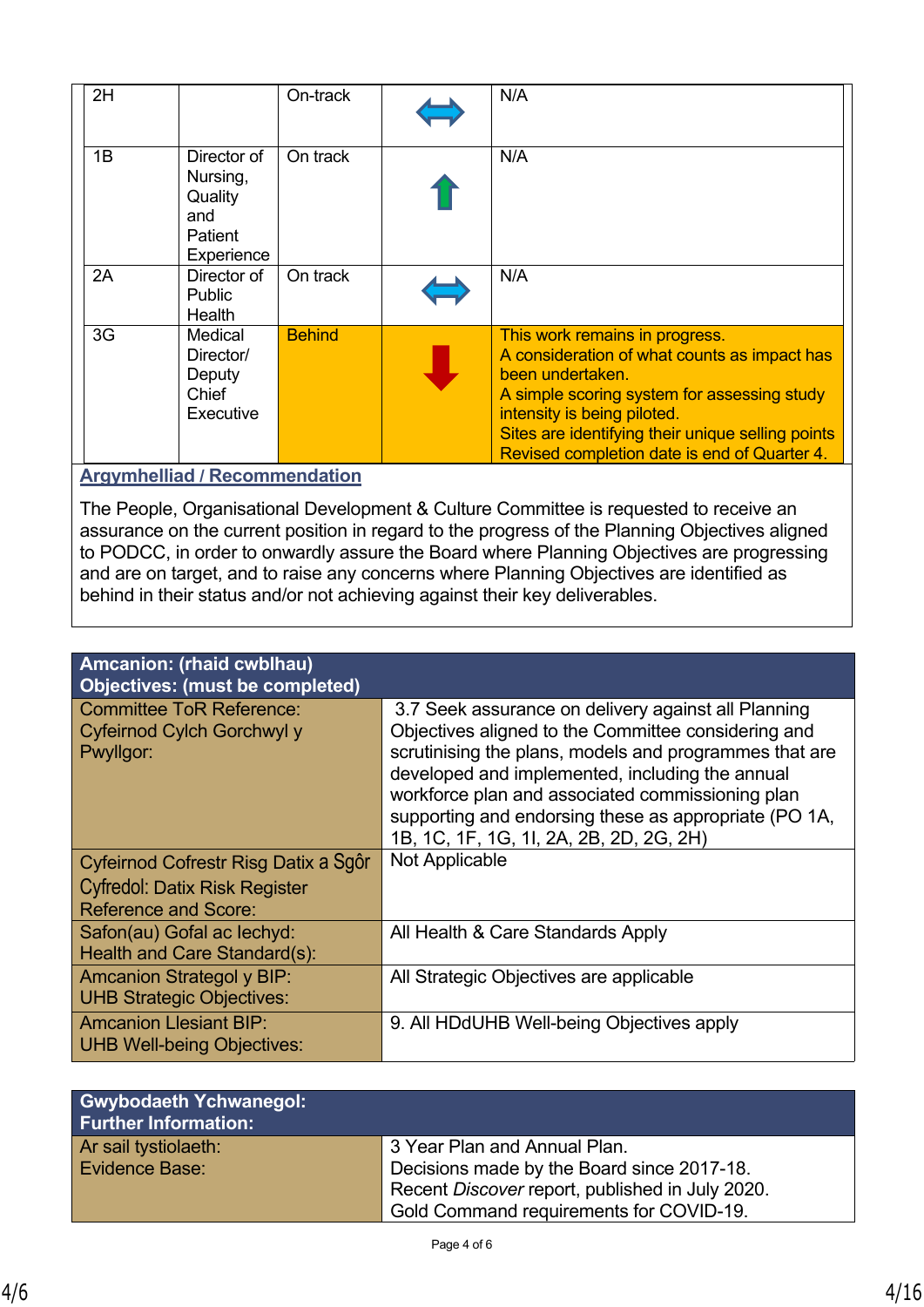| | | | | |
|---|---|---|---|---|
| 2H | | On-track | ↔ | N/A |
| 1B | Director of Nursing, Quality and Patient Experience | On track | ↑ | N/A |
| 2A | Director of Public Health | On track | ↔ | N/A |
| 3G | Medical Director/ Deputy Chief Executive | Behind | ↓ | This work remains in progress.<br>A consideration of what counts as impact has been undertaken.<br>A simple scoring system for assessing study intensity is being piloted.<br>Sites are identifying their unique selling points<br>Revised completion date is end of Quarter 4. |

**Argymhelliad / Recommendation**

The People, Organisational Development & Culture Committee is requested to receive an assurance on the current position in regard to the progress of the Planning Objectives aligned to PODCC, in order to onwardly assure the Board where Planning Objectives are progressing and are on target, and to raise any concerns where Planning Objectives are identified as behind in their status and/or not achieving against their key deliverables.

| **Amcanion: (rhaid cwblhau)<br>Objectives: (must be completed)** | |
|---|---|
| Committee ToR Reference:<br>Cyfeirnod Cylch Gorchwyl y Pwyllgor: | 3.7 Seek assurance on delivery against all Planning Objectives aligned to the Committee considering and scrutinising the plans, models and programmes that are developed and implemented, including the annual workforce plan and associated commissioning plan supporting and endorsing these as appropriate (PO 1A, 1B, 1C, 1F, 1G, 1I, 2A, 2B, 2D, 2G, 2H) |
| Cyfeirnod Cofrestr Risg Datix a Sgôr Cyfredol: Datix Risk Register Reference and Score: | Not Applicable |
| Safon(au) Gofal ac Iechyd:<br>Health and Care Standard(s): | All Health & Care Standards Apply |
| Amcanion Strategol y BIP:<br>UHB Strategic Objectives: | All Strategic Objectives are applicable |
| Amcanion Llesiant BIP:<br>UHB Well-being Objectives: | 9. All HDdUHB Well-being Objectives apply |

| **Gwybodaeth Ychwanegol:<br>Further Information:** | |
|---|---|
| Ar sail tystiolaeth:<br>Evidence Base: | 3 Year Plan and Annual Plan.<br>Decisions made by the Board since 2017-18.<br>Recent *Discover* report, published in July 2020.<br>Gold Command requirements for COVID-19. |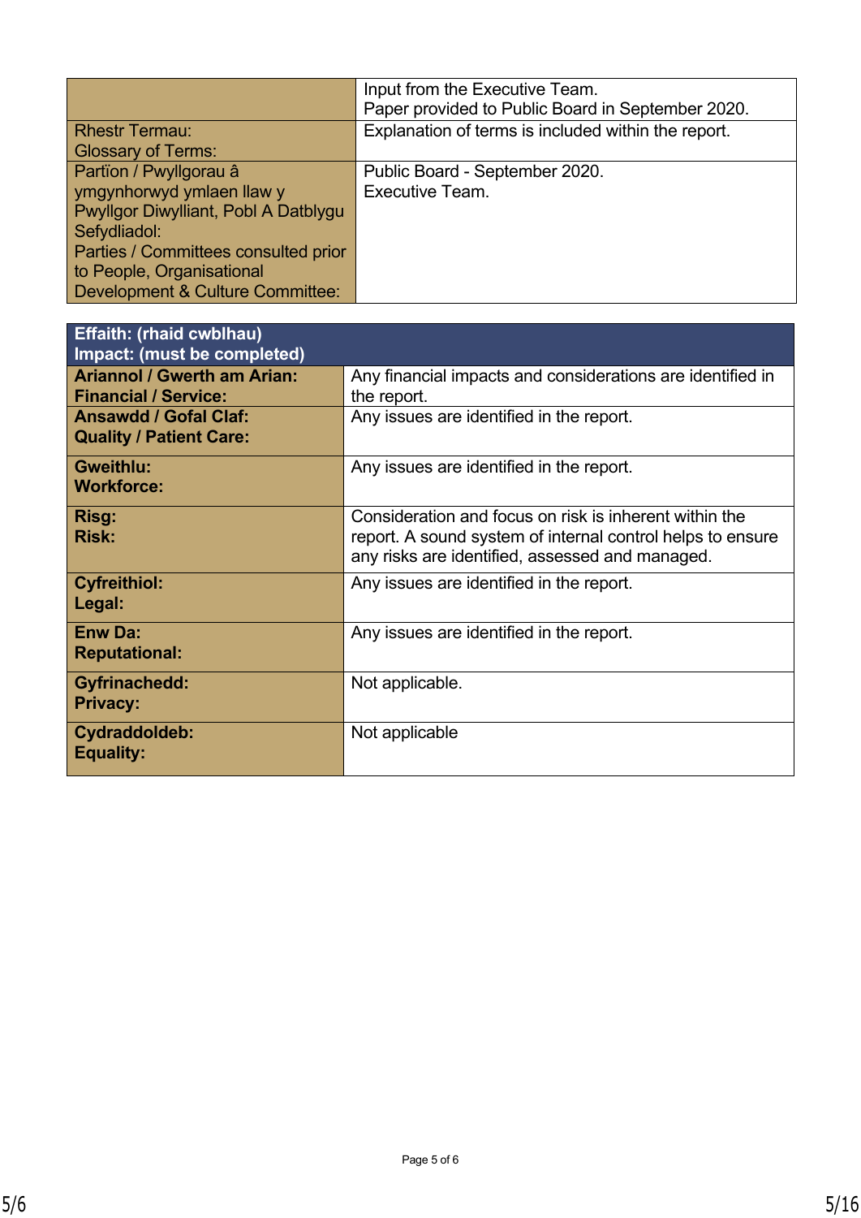| | |
|---|---|
| | Input from the Executive Team.<br>Paper provided to Public Board in September 2020. |
| Rhestr Termau:<br>Glossary of Terms: | Explanation of terms is included within the report. |
| Partïon / Pwyllgorau â ymgynhorwyd ymlaen llaw y Pwyllgor Diwylliant, Pobl A Datblygu Sefydliadol:<br>Parties / Committees consulted prior to People, Organisational Development & Culture Committee: | Public Board - September 2020.<br>Executive Team. |

| **Effaith: (rhaid cwblhau)<br>Impact: (must be completed)** | |
|---|---|
| **Ariannol / Gwerth am Arian:<br>Financial / Service:** | Any financial impacts and considerations are identified in the report. |
| **Ansawdd / Gofal Claf:<br>Quality / Patient Care:** | Any issues are identified in the report. |
| **Gweithlu:<br>Workforce:** | Any issues are identified in the report. |
| **Risg:<br>Risk:** | Consideration and focus on risk is inherent within the report. A sound system of internal control helps to ensure any risks are identified, assessed and managed. |
| **Cyfreithiol:<br>Legal:** | Any issues are identified in the report. |
| **Enw Da:<br>Reputational:** | Any issues are identified in the report. |
| **Gyfrinachedd:<br>Privacy:** | Not applicable. |
| **Cydraddoldeb:<br>Equality:** | Not applicable |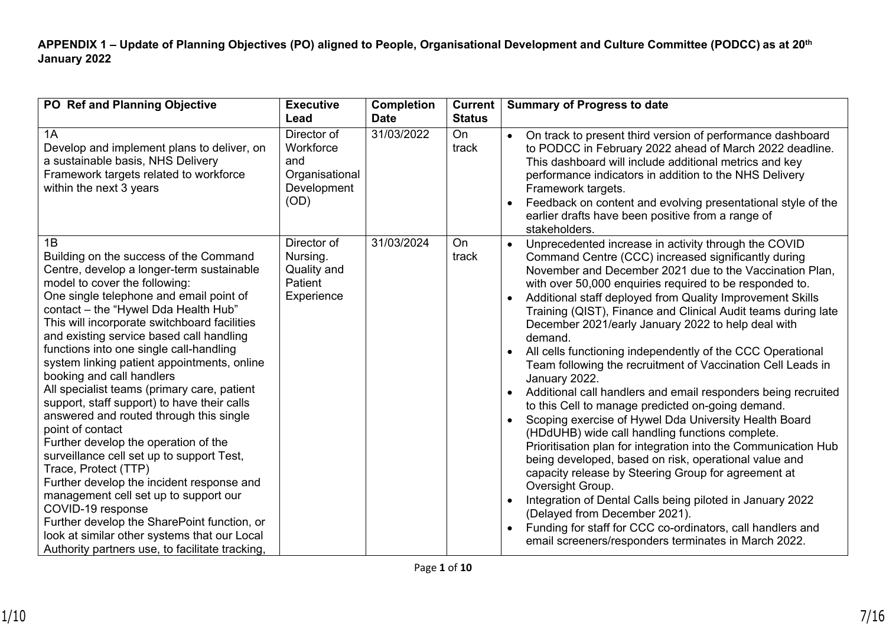**APPENDIX 1 – Update of Planning Objectives (PO) aligned to People, Organisational Development and Culture Committee (PODCC) as at 20th January 2022**

| PO Ref and Planning Objective | Executive Lead | Completion Date | Current Status | Summary of Progress to date |
|---|---|---|---|---|
| 1A<br>Develop and implement plans to deliver, on a sustainable basis, NHS Delivery Framework targets related to workforce within the next 3 years | Director of Workforce and Organisational Development (OD) | 31/03/2022 | On track | • On track to present third version of performance dashboard to PODCC in February 2022 ahead of March 2022 deadline. This dashboard will include additional metrics and key performance indicators in addition to the NHS Delivery Framework targets.<br>• Feedback on content and evolving presentational style of the earlier drafts have been positive from a range of stakeholders. |
| 1B<br>Building on the success of the Command Centre, develop a longer-term sustainable model to cover the following:<br>One single telephone and email point of contact – the "Hywel Dda Health Hub"<br>This will incorporate switchboard facilities and existing service based call handling functions into one single call-handling system linking patient appointments, online booking and call handlers<br>All specialist teams (primary care, patient support, staff support) to have their calls answered and routed through this single point of contact<br>Further develop the operation of the surveillance cell set up to support Test, Trace, Protect (TTP)<br>Further develop the incident response and management cell set up to support our COVID-19 response<br>Further develop the SharePoint function, or look at similar other systems that our Local Authority partners use, to facilitate tracking, | Director of Nursing. Quality and Patient Experience | 31/03/2024 | On track | • Unprecedented increase in activity through the COVID Command Centre (CCC) increased significantly during November and December 2021 due to the Vaccination Plan, with over 50,000 enquiries required to be responded to.<br>• Additional staff deployed from Quality Improvement Skills Training (QIST), Finance and Clinical Audit teams during late December 2021/early January 2022 to help deal with demand.<br>• All cells functioning independently of the CCC Operational Team following the recruitment of Vaccination Cell Leads in January 2022.<br>• Additional call handlers and email responders being recruited to this Cell to manage predicted on-going demand.<br>• Scoping exercise of Hywel Dda University Health Board (HDdUHB) wide call handling functions complete. Prioritisation plan for integration into the Communication Hub being developed, based on risk, operational value and capacity release by Steering Group for agreement at Oversight Group.<br>• Integration of Dental Calls being piloted in January 2022 (Delayed from December 2021).<br>• Funding for staff for CCC co-ordinators, call handlers and email screeners/responders terminates in March 2022. |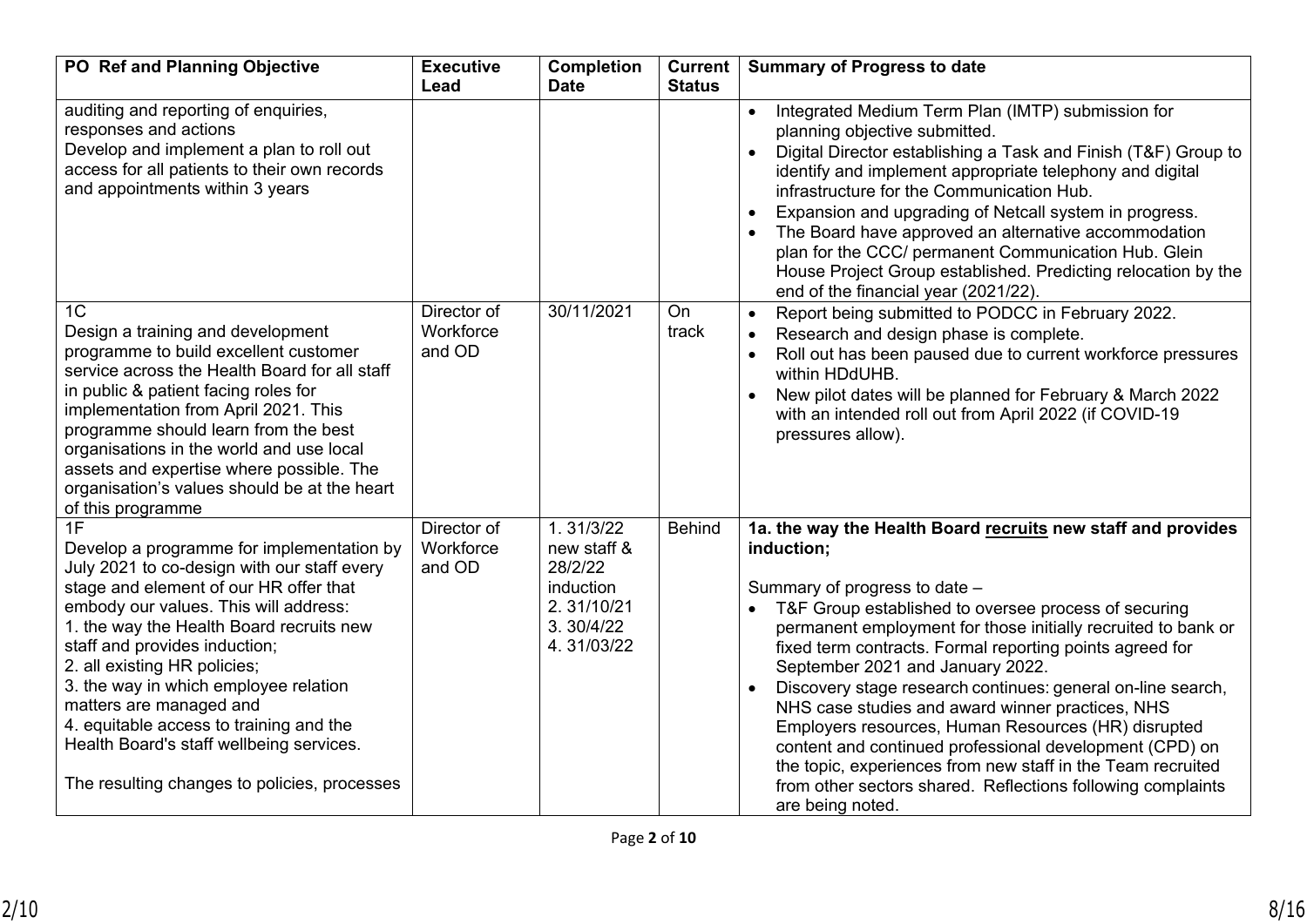| PO Ref and Planning Objective | Executive Lead | Completion Date | Current Status | Summary of Progress to date |
|---|---|---|---|---|
| auditing and reporting of enquiries, responses and actions<br>Develop and implement a plan to roll out access for all patients to their own records and appointments within 3 years | | | | • Integrated Medium Term Plan (IMTP) submission for planning objective submitted.<br>• Digital Director establishing a Task and Finish (T&F) Group to identify and implement appropriate telephony and digital infrastructure for the Communication Hub.<br>• Expansion and upgrading of Netcall system in progress.<br>• The Board have approved an alternative accommodation plan for the CCC/ permanent Communication Hub. Glein House Project Group established. Predicting relocation by the end of the financial year (2021/22). |
| 1C<br>Design a training and development programme to build excellent customer service across the Health Board for all staff in public & patient facing roles for implementation from April 2021. This programme should learn from the best organisations in the world and use local assets and expertise where possible. The organisation's values should be at the heart of this programme | Director of Workforce and OD | 30/11/2021 | On track | • Report being submitted to PODCC in February 2022.<br>• Research and design phase is complete.<br>• Roll out has been paused due to current workforce pressures within HDdUHB.<br>• New pilot dates will be planned for February & March 2022 with an intended roll out from April 2022 (if COVID-19 pressures allow). |
| 1F<br>Develop a programme for implementation by July 2021 to co-design with our staff every stage and element of our HR offer that embody our values. This will address:<br>1. the way the Health Board recruits new staff and provides induction;<br>2. all existing HR policies;<br>3. the way in which employee relation matters are managed and<br>4. equitable access to training and the Health Board's staff wellbeing services.<br><br>The resulting changes to policies, processes | Director of Workforce and OD | 1. 31/3/22 new staff & 28/2/22 induction<br>2. 31/10/21<br>3. 30/4/22<br>4. 31/03/22 | Behind | **1a. the way the Health Board recruits new staff and provides induction;**<br><br>Summary of progress to date –<br>• T&F Group established to oversee process of securing permanent employment for those initially recruited to bank or fixed term contracts. Formal reporting points agreed for September 2021 and January 2022.<br>• Discovery stage research continues: general on-line search, NHS case studies and award winner practices, NHS Employers resources, Human Resources (HR) disrupted content and continued professional development (CPD) on the topic, experiences from new staff in the Team recruited from other sectors shared. Reflections following complaints are being noted. |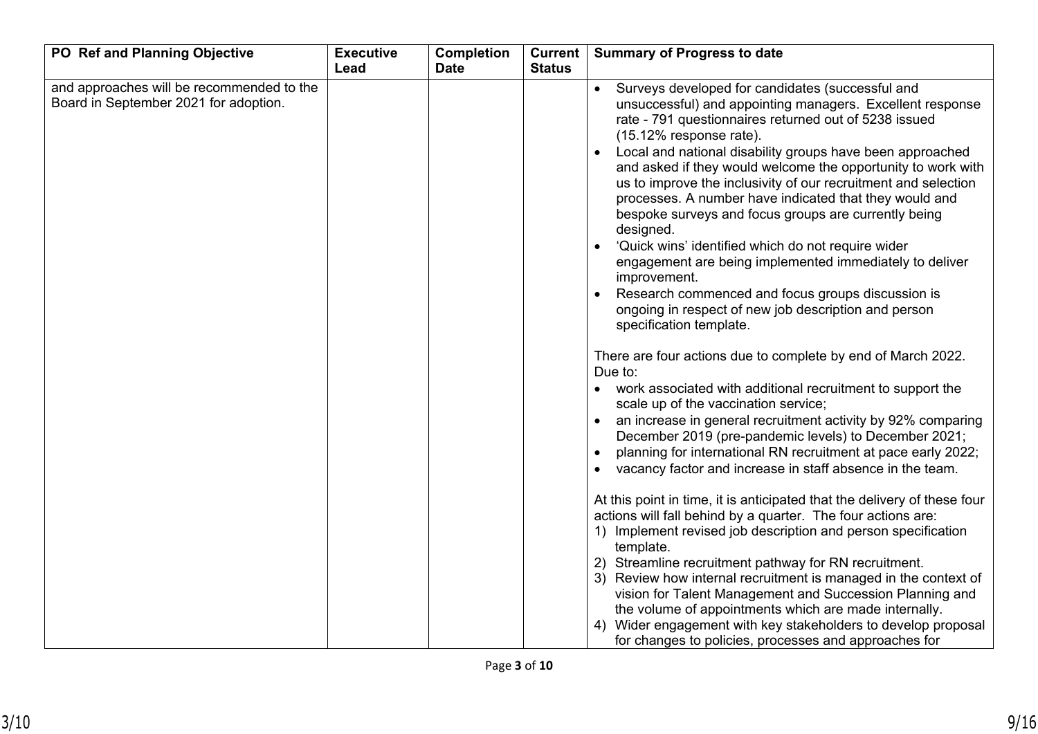| PO Ref and Planning Objective | Executive Lead | Completion Date | Current Status | Summary of Progress to date |
|---|---|---|---|---|
| and approaches will be recommended to the Board in September 2021 for adoption. | | | | • Surveys developed for candidates (successful and unsuccessful) and appointing managers. Excellent response rate - 791 questionnaires returned out of 5238 issued (15.12% response rate).<br>• Local and national disability groups have been approached and asked if they would welcome the opportunity to work with us to improve the inclusivity of our recruitment and selection processes. A number have indicated that they would and bespoke surveys and focus groups are currently being designed.<br>• 'Quick wins' identified which do not require wider engagement are being implemented immediately to deliver improvement.<br>• Research commenced and focus groups discussion is ongoing in respect of new job description and person specification template.<br><br>There are four actions due to complete by end of March 2022. Due to:<br>• work associated with additional recruitment to support the scale up of the vaccination service;<br>• an increase in general recruitment activity by 92% comparing December 2019 (pre-pandemic levels) to December 2021;<br>• planning for international RN recruitment at pace early 2022;<br>• vacancy factor and increase in staff absence in the team.<br><br>At this point in time, it is anticipated that the delivery of these four actions will fall behind by a quarter. The four actions are:<br>1) Implement revised job description and person specification template.<br>2) Streamline recruitment pathway for RN recruitment.<br>3) Review how internal recruitment is managed in the context of vision for Talent Management and Succession Planning and the volume of appointments which are made internally.<br>4) Wider engagement with key stakeholders to develop proposal for changes to policies, processes and approaches for |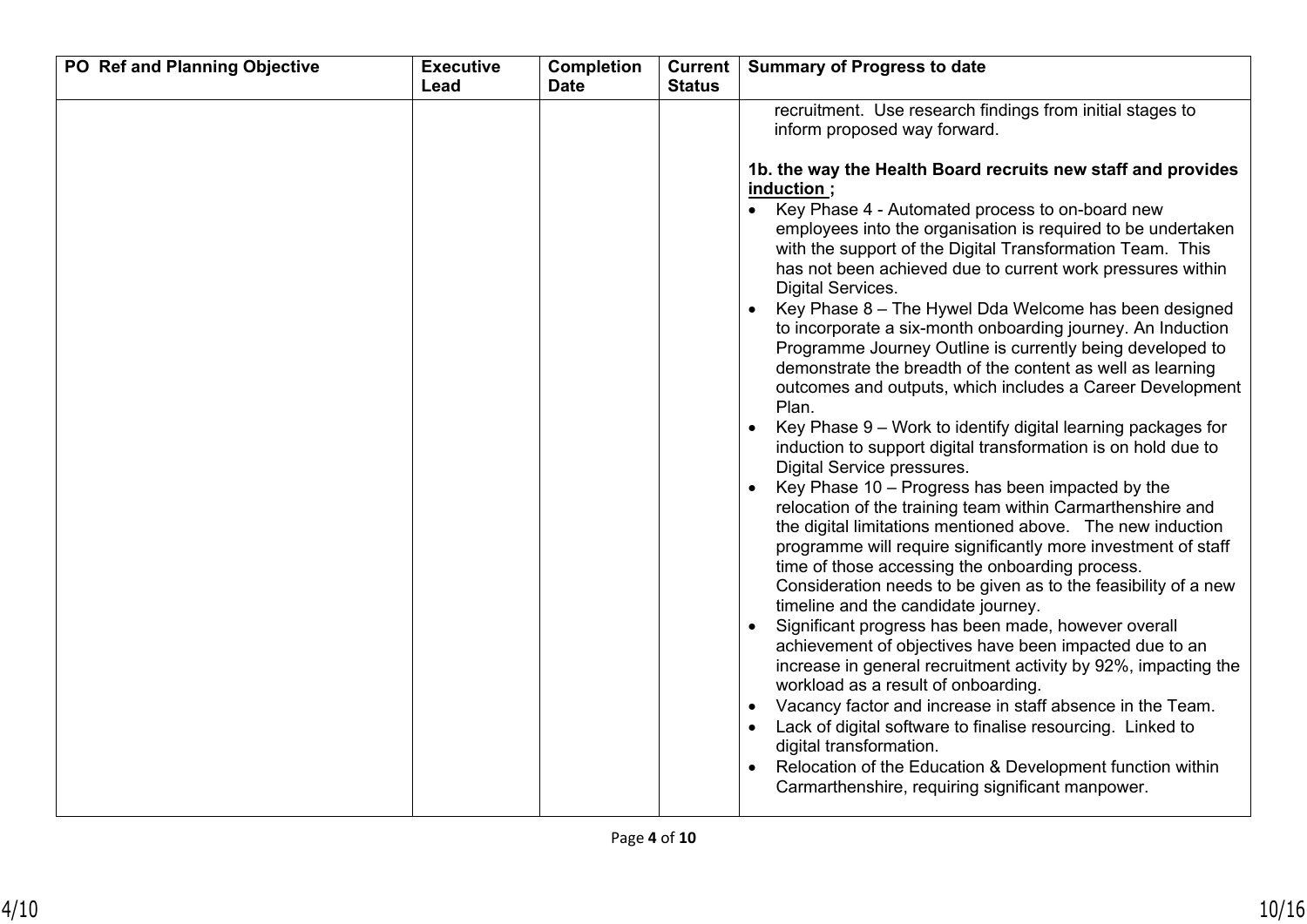| PO Ref and Planning Objective | Executive Lead | Completion Date | Current Status | Summary of Progress to date |
|---|---|---|---|---|
| | | | | recruitment. Use research findings from initial stages to inform proposed way forward.<br><br>**1b. the way the Health Board recruits new staff and provides <u>induction</u> ;**<br>• Key Phase 4 - Automated process to on-board new employees into the organisation is required to be undertaken with the support of the Digital Transformation Team. This has not been achieved due to current work pressures within Digital Services.<br>• Key Phase 8 – The Hywel Dda Welcome has been designed to incorporate a six-month onboarding journey. An Induction Programme Journey Outline is currently being developed to demonstrate the breadth of the content as well as learning outcomes and outputs, which includes a Career Development Plan.<br>• Key Phase 9 – Work to identify digital learning packages for induction to support digital transformation is on hold due to Digital Service pressures.<br>• Key Phase 10 – Progress has been impacted by the relocation of the training team within Carmarthenshire and the digital limitations mentioned above. The new induction programme will require significantly more investment of staff time of those accessing the onboarding process. Consideration needs to be given as to the feasibility of a new timeline and the candidate journey.<br>• Significant progress has been made, however overall achievement of objectives have been impacted due to an increase in general recruitment activity by 92%, impacting the workload as a result of onboarding.<br>• Vacancy factor and increase in staff absence in the Team.<br>• Lack of digital software to finalise resourcing. Linked to digital transformation.<br>• Relocation of the Education & Development function within Carmarthenshire, requiring significant manpower. |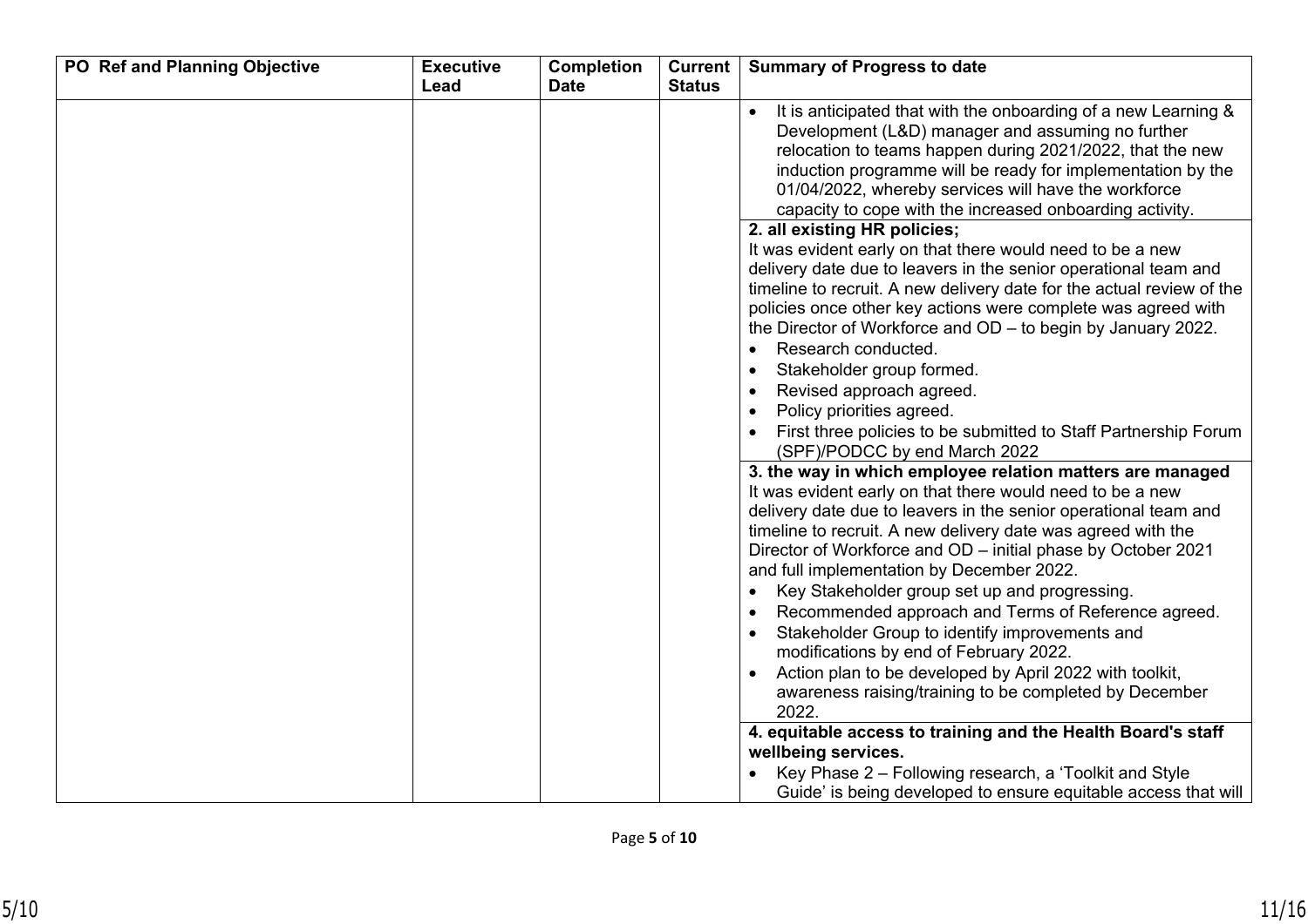| PO Ref and Planning Objective | Executive Lead | Completion Date | Current Status | Summary of Progress to date |
|---|---|---|---|---|
| | | | | • It is anticipated that with the onboarding of a new Learning & Development (L&D) manager and assuming no further relocation to teams happen during 2021/2022, that the new induction programme will be ready for implementation by the 01/04/2022, whereby services will have the workforce capacity to cope with the increased onboarding activity. |
| | | | | **2. all existing HR policies;**<br>It was evident early on that there would need to be a new delivery date due to leavers in the senior operational team and timeline to recruit. A new delivery date for the actual review of the policies once other key actions were complete was agreed with the Director of Workforce and OD – to begin by January 2022.<br>• Research conducted.<br>• Stakeholder group formed.<br>• Revised approach agreed.<br>• Policy priorities agreed.<br>• First three policies to be submitted to Staff Partnership Forum (SPF)/PODCC by end March 2022 |
| | | | | **3. the way in which employee relation matters are managed**<br>It was evident early on that there would need to be a new delivery date due to leavers in the senior operational team and timeline to recruit. A new delivery date was agreed with the Director of Workforce and OD – initial phase by October 2021 and full implementation by December 2022.<br>• Key Stakeholder group set up and progressing.<br>• Recommended approach and Terms of Reference agreed.<br>• Stakeholder Group to identify improvements and modifications by end of February 2022.<br>• Action plan to be developed by April 2022 with toolkit, awareness raising/training to be completed by December 2022. |
| | | | | **4. equitable access to training and the Health Board's staff wellbeing services.**<br>• Key Phase 2 – Following research, a 'Toolkit and Style Guide' is being developed to ensure equitable access that will |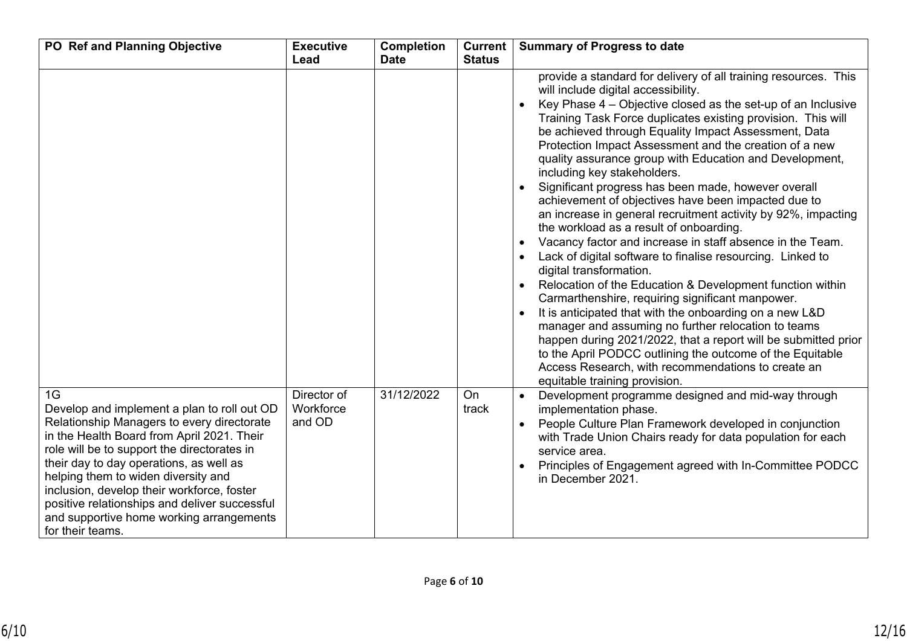| PO Ref and Planning Objective | Executive Lead | Completion Date | Current Status | Summary of Progress to date |
|---|---|---|---|---|
| | | | | provide a standard for delivery of all training resources. This will include digital accessibility.<br>• Key Phase 4 – Objective closed as the set-up of an Inclusive Training Task Force duplicates existing provision. This will be achieved through Equality Impact Assessment, Data Protection Impact Assessment and the creation of a new quality assurance group with Education and Development, including key stakeholders.<br>• Significant progress has been made, however overall achievement of objectives have been impacted due to an increase in general recruitment activity by 92%, impacting the workload as a result of onboarding.<br>• Vacancy factor and increase in staff absence in the Team.<br>• Lack of digital software to finalise resourcing. Linked to digital transformation.<br>• Relocation of the Education & Development function within Carmarthenshire, requiring significant manpower.<br>• It is anticipated that with the onboarding on a new L&D manager and assuming no further relocation to teams happen during 2021/2022, that a report will be submitted prior to the April PODCC outlining the outcome of the Equitable Access Research, with recommendations to create an equitable training provision. |
| 1G<br>Develop and implement a plan to roll out OD Relationship Managers to every directorate in the Health Board from April 2021. Their role will be to support the directorates in their day to day operations, as well as helping them to widen diversity and inclusion, develop their workforce, foster positive relationships and deliver successful and supportive home working arrangements for their teams. | Director of Workforce and OD | 31/12/2022 | On track | • Development programme designed and mid-way through implementation phase.<br>• People Culture Plan Framework developed in conjunction with Trade Union Chairs ready for data population for each service area.<br>• Principles of Engagement agreed with In-Committee PODCC in December 2021. |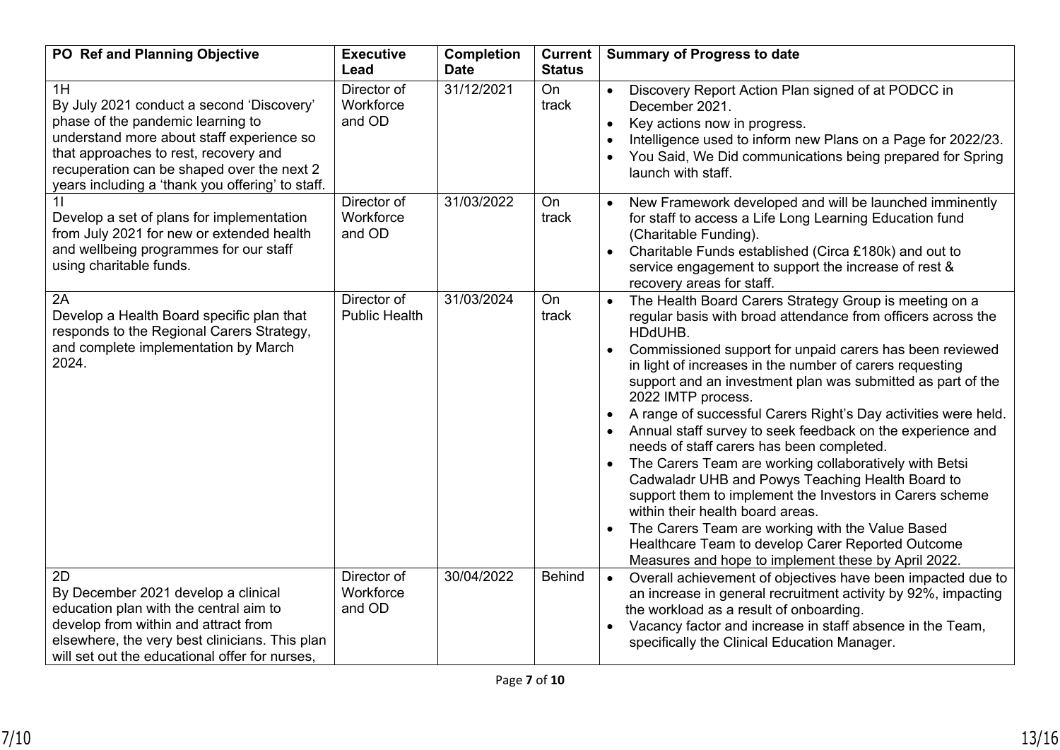| PO Ref and Planning Objective | Executive Lead | Completion Date | Current Status | Summary of Progress to date |
|---|---|---|---|---|
| 1H<br>By July 2021 conduct a second 'Discovery' phase of the pandemic learning to understand more about staff experience so that approaches to rest, recovery and recuperation can be shaped over the next 2 years including a 'thank you offering' to staff. | Director of Workforce and OD | 31/12/2021 | On track | • Discovery Report Action Plan signed of at PODCC in December 2021.<br>• Key actions now in progress.<br>• Intelligence used to inform new Plans on a Page for 2022/23.<br>• You Said, We Did communications being prepared for Spring launch with staff. |
| 1I<br>Develop a set of plans for implementation from July 2021 for new or extended health and wellbeing programmes for our staff using charitable funds. | Director of Workforce and OD | 31/03/2022 | On track | • New Framework developed and will be launched imminently for staff to access a Life Long Learning Education fund (Charitable Funding).<br>• Charitable Funds established (Circa £180k) and out to service engagement to support the increase of rest & recovery areas for staff. |
| 2A<br>Develop a Health Board specific plan that responds to the Regional Carers Strategy, and complete implementation by March 2024. | Director of Public Health | 31/03/2024 | On track | • The Health Board Carers Strategy Group is meeting on a regular basis with broad attendance from officers across the HDdUHB.<br>• Commissioned support for unpaid carers has been reviewed in light of increases in the number of carers requesting support and an investment plan was submitted as part of the 2022 IMTP process.<br>• A range of successful Carers Right's Day activities were held.<br>• Annual staff survey to seek feedback on the experience and needs of staff carers has been completed.<br>• The Carers Team are working collaboratively with Betsi Cadwaladr UHB and Powys Teaching Health Board to support them to implement the Investors in Carers scheme within their health board areas.<br>• The Carers Team are working with the Value Based Healthcare Team to develop Carer Reported Outcome Measures and hope to implement these by April 2022. |
| 2D<br>By December 2021 develop a clinical education plan with the central aim to develop from within and attract from elsewhere, the very best clinicians. This plan will set out the educational offer for nurses, | Director of Workforce and OD | 30/04/2022 | Behind | • Overall achievement of objectives have been impacted due to an increase in general recruitment activity by 92%, impacting the workload as a result of onboarding.<br>• Vacancy factor and increase in staff absence in the Team, specifically the Clinical Education Manager. |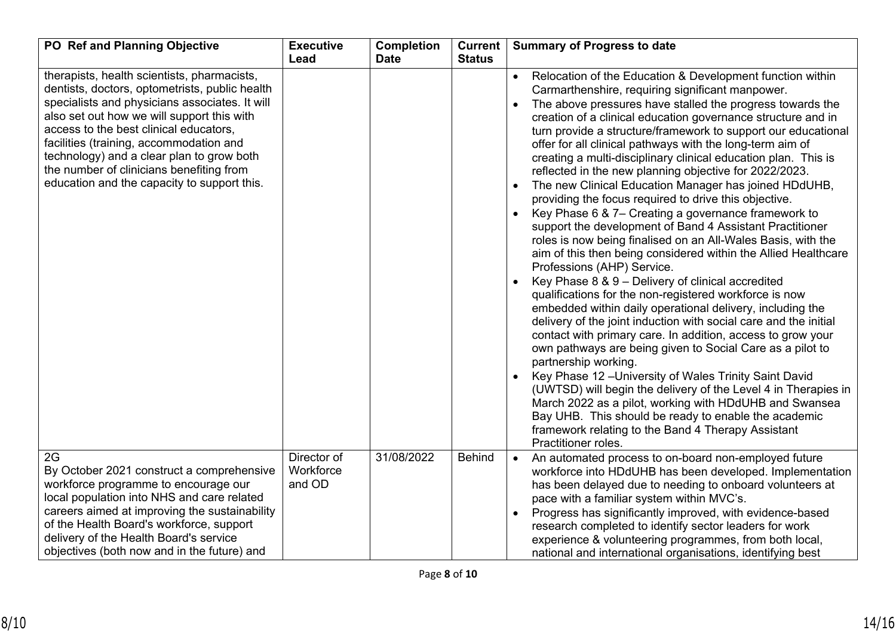| PO Ref and Planning Objective | Executive Lead | Completion Date | Current Status | Summary of Progress to date |
|---|---|---|---|---|
| therapists, health scientists, pharmacists, dentists, doctors, optometrists, public health specialists and physicians associates. It will also set out how we will support this with access to the best clinical educators, facilities (training, accommodation and technology) and a clear plan to grow both the number of clinicians benefiting from education and the capacity to support this. | | | | • Relocation of the Education & Development function within Carmarthenshire, requiring significant manpower.<br>• The above pressures have stalled the progress towards the creation of a clinical education governance structure and in turn provide a structure/framework to support our educational offer for all clinical pathways with the long-term aim of creating a multi-disciplinary clinical education plan. This is reflected in the new planning objective for 2022/2023.<br>• The new Clinical Education Manager has joined HDdUHB, providing the focus required to drive this objective.<br>• Key Phase 6 & 7– Creating a governance framework to support the development of Band 4 Assistant Practitioner roles is now being finalised on an All-Wales Basis, with the aim of this then being considered within the Allied Healthcare Professions (AHP) Service.<br>• Key Phase 8 & 9 – Delivery of clinical accredited qualifications for the non-registered workforce is now embedded within daily operational delivery, including the delivery of the joint induction with social care and the initial contact with primary care. In addition, access to grow your own pathways are being given to Social Care as a pilot to partnership working.<br>• Key Phase 12 –University of Wales Trinity Saint David (UWTSD) will begin the delivery of the Level 4 in Therapies in March 2022 as a pilot, working with HDdUHB and Swansea Bay UHB. This should be ready to enable the academic framework relating to the Band 4 Therapy Assistant Practitioner roles. |
| 2G<br>By October 2021 construct a comprehensive workforce programme to encourage our local population into NHS and care related careers aimed at improving the sustainability of the Health Board's workforce, support delivery of the Health Board's service objectives (both now and in the future) and | Director of Workforce and OD | 31/08/2022 | Behind | • An automated process to on-board non-employed future workforce into HDdUHB has been developed. Implementation has been delayed due to needing to onboard volunteers at pace with a familiar system within MVC's.<br>• Progress has significantly improved, with evidence-based research completed to identify sector leaders for work experience & volunteering programmes, from both local, national and international organisations, identifying best |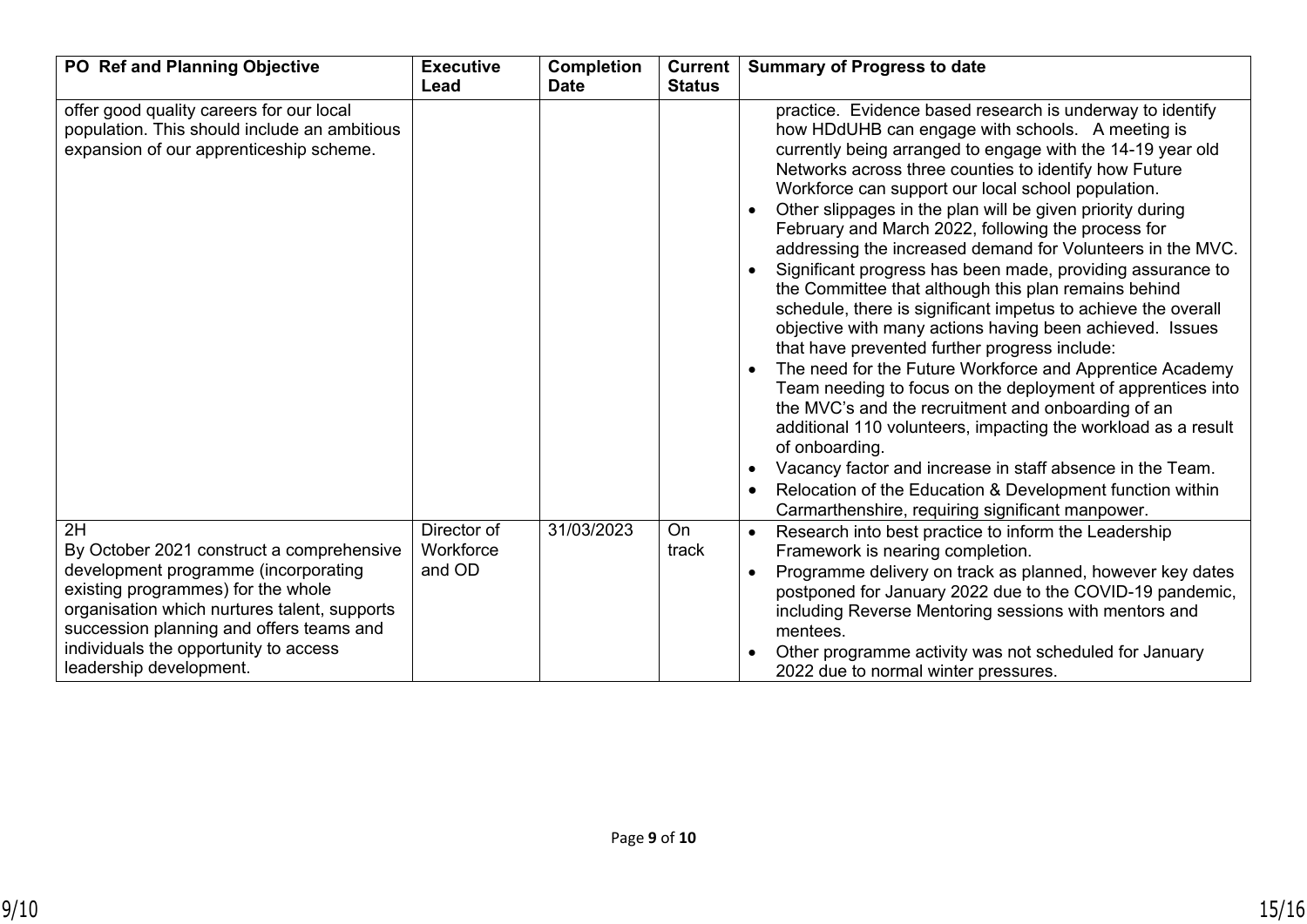| PO Ref and Planning Objective | Executive Lead | Completion Date | Current Status | Summary of Progress to date |
|---|---|---|---|---|
| offer good quality careers for our local population. This should include an ambitious expansion of our apprenticeship scheme. | | | | practice. Evidence based research is underway to identify how HDdUHB can engage with schools. A meeting is currently being arranged to engage with the 14-19 year old Networks across three counties to identify how Future Workforce can support our local school population.<br>• Other slippages in the plan will be given priority during February and March 2022, following the process for addressing the increased demand for Volunteers in the MVC.<br>• Significant progress has been made, providing assurance to the Committee that although this plan remains behind schedule, there is significant impetus to achieve the overall objective with many actions having been achieved. Issues that have prevented further progress include:<br>• The need for the Future Workforce and Apprentice Academy Team needing to focus on the deployment of apprentices into the MVC's and the recruitment and onboarding of an additional 110 volunteers, impacting the workload as a result of onboarding.<br>• Vacancy factor and increase in staff absence in the Team.<br>• Relocation of the Education & Development function within Carmarthenshire, requiring significant manpower. |
| 2H<br>By October 2021 construct a comprehensive development programme (incorporating existing programmes) for the whole organisation which nurtures talent, supports succession planning and offers teams and individuals the opportunity to access leadership development. | Director of Workforce and OD | 31/03/2023 | On track | • Research into best practice to inform the Leadership Framework is nearing completion.<br>• Programme delivery on track as planned, however key dates postponed for January 2022 due to the COVID-19 pandemic, including Reverse Mentoring sessions with mentors and mentees.<br>• Other programme activity was not scheduled for January 2022 due to normal winter pressures. |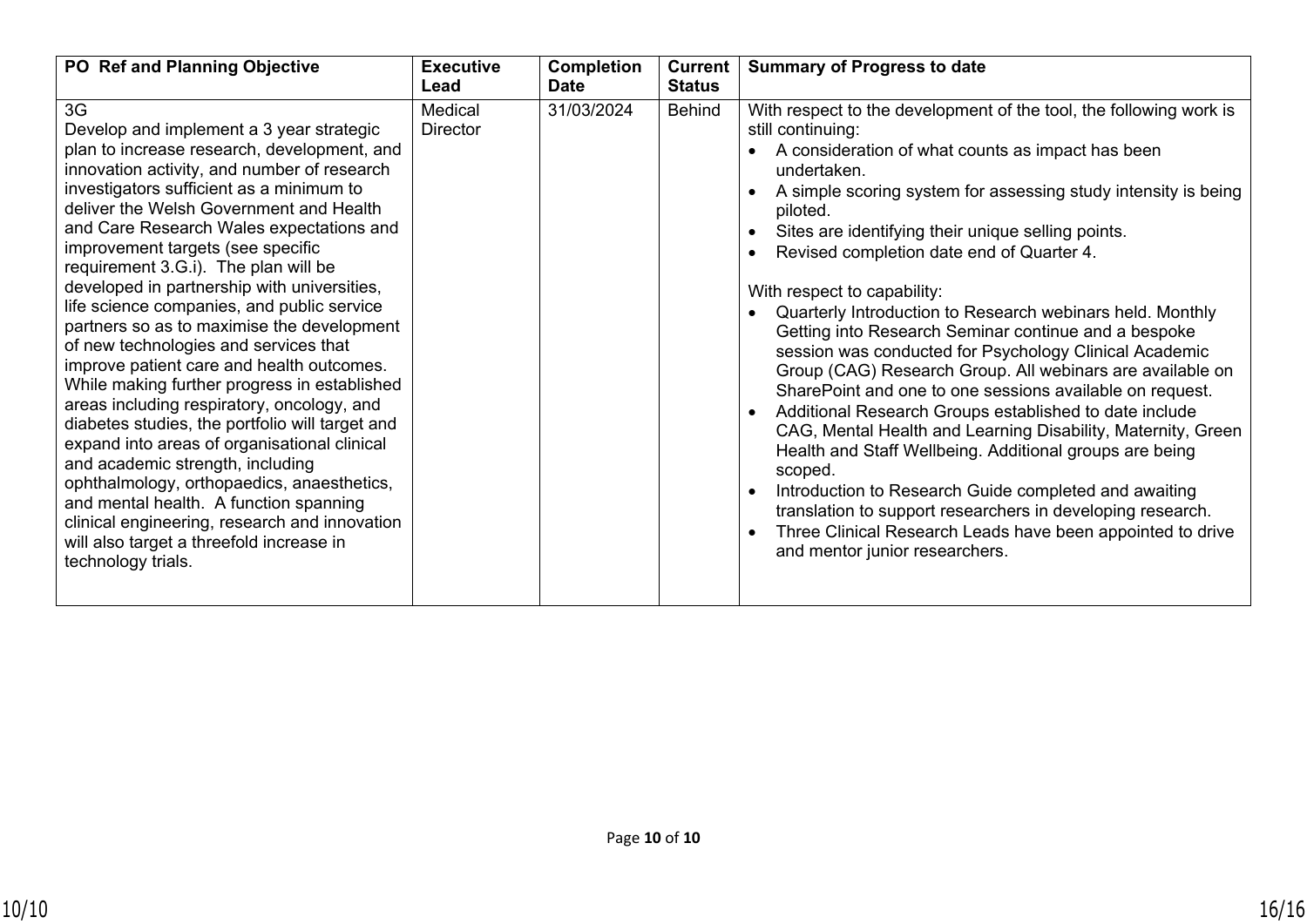| PO Ref and Planning Objective | Executive Lead | Completion Date | Current Status | Summary of Progress to date |
|---|---|---|---|---|
| 3G<br>Develop and implement a 3 year strategic plan to increase research, development, and innovation activity, and number of research investigators sufficient as a minimum to deliver the Welsh Government and Health and Care Research Wales expectations and improvement targets (see specific requirement 3.G.i). The plan will be developed in partnership with universities, life science companies, and public service partners so as to maximise the development of new technologies and services that improve patient care and health outcomes. While making further progress in established areas including respiratory, oncology, and diabetes studies, the portfolio will target and expand into areas of organisational clinical and academic strength, including ophthalmology, orthopaedics, anaesthetics, and mental health. A function spanning clinical engineering, research and innovation will also target a threefold increase in technology trials. | Medical Director | 31/03/2024 | Behind | With respect to the development of the tool, the following work is still continuing:<br>• A consideration of what counts as impact has been undertaken.<br>• A simple scoring system for assessing study intensity is being piloted.<br>• Sites are identifying their unique selling points.<br>• Revised completion date end of Quarter 4.<br><br>With respect to capability:<br>• Quarterly Introduction to Research webinars held. Monthly Getting into Research Seminar continue and a bespoke session was conducted for Psychology Clinical Academic Group (CAG) Research Group. All webinars are available on SharePoint and one to one sessions available on request.<br>• Additional Research Groups established to date include CAG, Mental Health and Learning Disability, Maternity, Green Health and Staff Wellbeing. Additional groups are being scoped.<br>• Introduction to Research Guide completed and awaiting translation to support researchers in developing research.<br>• Three Clinical Research Leads have been appointed to drive and mentor junior researchers. |